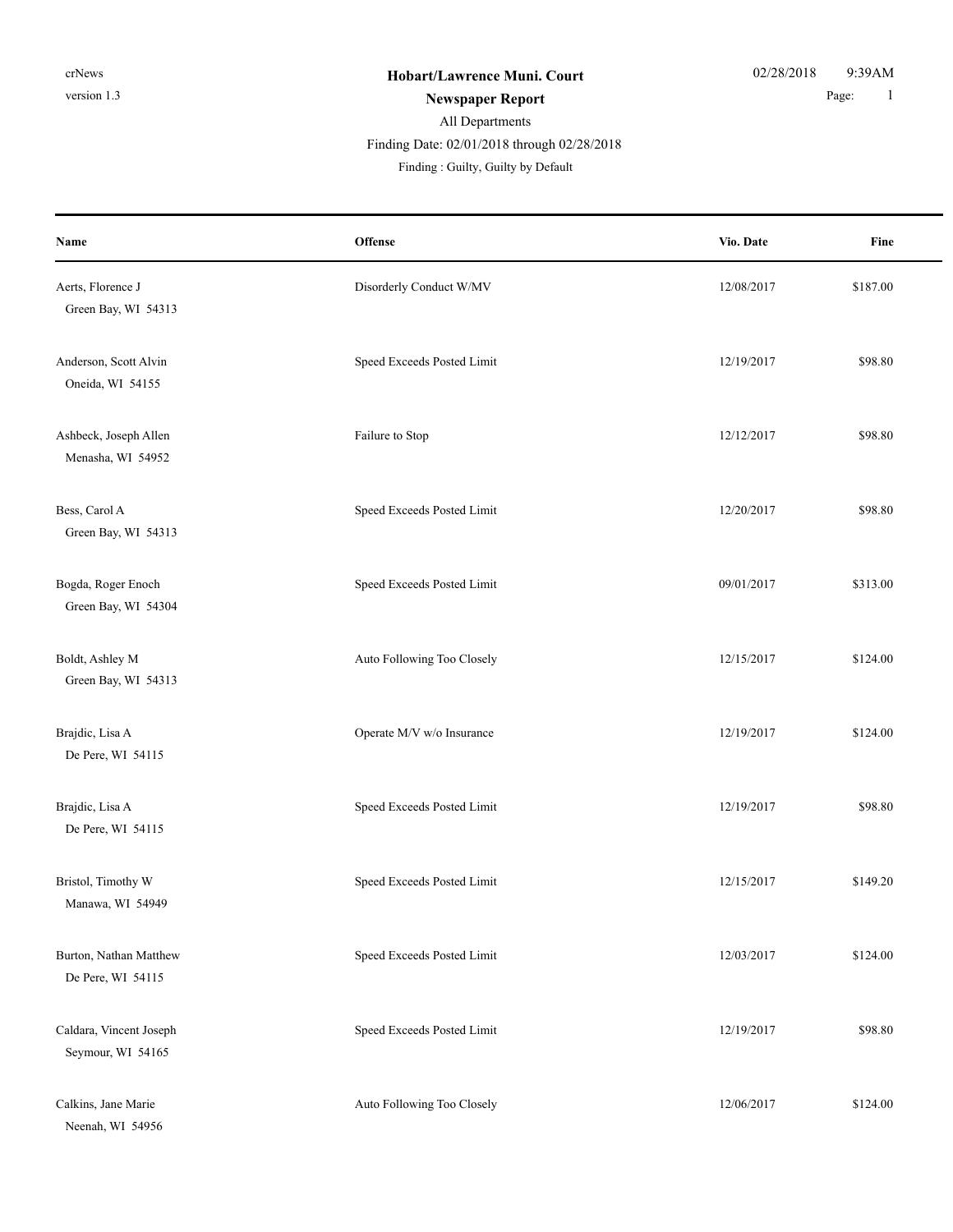**Hobart/Lawrence Muni. Court**

**Newspaper Report**

All Departments

Finding Date: 02/01/2018 through 02/28/2018

Finding : Guilty, Guilty by Default

| Name | Offense | Vio. Date | Fine |
|---|---|---|---|
| Aerts, Florence J<br>Green Bay, WI 54313 | Disorderly Conduct W/MV | 12/08/2017 | $187.00 |
| Anderson, Scott Alvin<br>Oneida, WI 54155 | Speed Exceeds Posted Limit | 12/19/2017 | $98.80 |
| Ashbeck, Joseph Allen<br>Menasha, WI 54952 | Failure to Stop | 12/12/2017 | $98.80 |
| Bess, Carol A<br>Green Bay, WI 54313 | Speed Exceeds Posted Limit | 12/20/2017 | $98.80 |
| Bogda, Roger Enoch<br>Green Bay, WI 54304 | Speed Exceeds Posted Limit | 09/01/2017 | $313.00 |
| Boldt, Ashley M<br>Green Bay, WI 54313 | Auto Following Too Closely | 12/15/2017 | $124.00 |
| Brajdic, Lisa A<br>De Pere, WI 54115 | Operate M/V w/o Insurance | 12/19/2017 | $124.00 |
| Brajdic, Lisa A<br>De Pere, WI 54115 | Speed Exceeds Posted Limit | 12/19/2017 | $98.80 |
| Bristol, Timothy W<br>Manawa, WI 54949 | Speed Exceeds Posted Limit | 12/15/2017 | $149.20 |
| Burton, Nathan Matthew<br>De Pere, WI 54115 | Speed Exceeds Posted Limit | 12/03/2017 | $124.00 |
| Caldara, Vincent Joseph<br>Seymour, WI 54165 | Speed Exceeds Posted Limit | 12/19/2017 | $98.80 |
| Calkins, Jane Marie<br>Neenah, WI 54956 | Auto Following Too Closely | 12/06/2017 | $124.00 |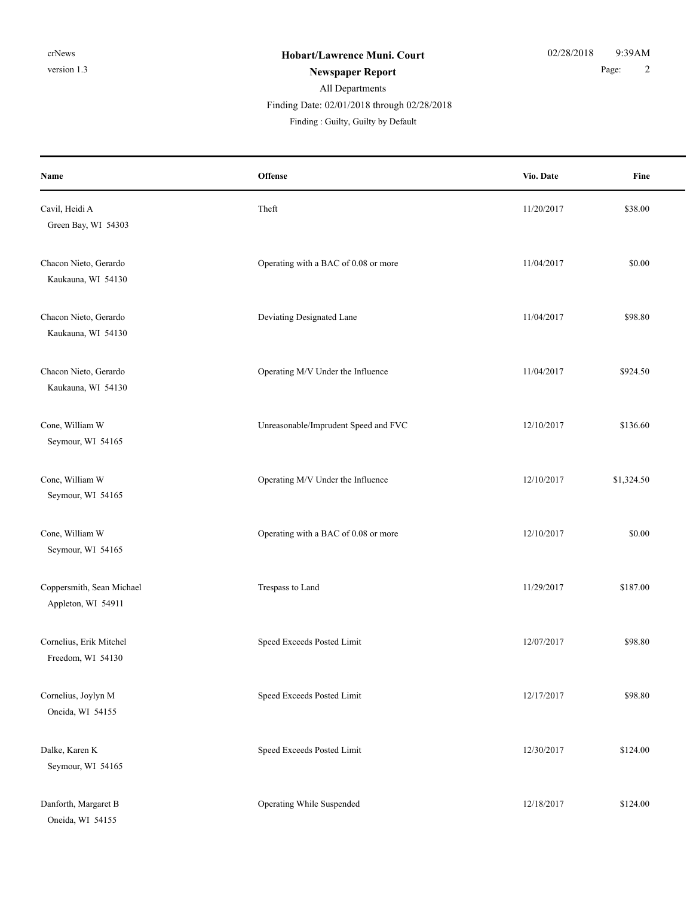**Hobart/Lawrence Muni. Court**

**Newspaper Report**

All Departments

Finding Date: 02/01/2018 through 02/28/2018

Finding : Guilty, Guilty by Default

| Name | Offense | Vio. Date | Fine |
|---|---|---|---|
| Cavil, Heidi A<br>Green Bay, WI 54303 | Theft | 11/20/2017 | $38.00 |
| Chacon Nieto, Gerardo<br>Kaukauna, WI 54130 | Operating with a BAC of 0.08 or more | 11/04/2017 | $0.00 |
| Chacon Nieto, Gerardo<br>Kaukauna, WI 54130 | Deviating Designated Lane | 11/04/2017 | $98.80 |
| Chacon Nieto, Gerardo<br>Kaukauna, WI 54130 | Operating M/V Under the Influence | 11/04/2017 | $924.50 |
| Cone, William W<br>Seymour, WI 54165 | Unreasonable/Imprudent Speed and FVC | 12/10/2017 | $136.60 |
| Cone, William W<br>Seymour, WI 54165 | Operating M/V Under the Influence | 12/10/2017 | $1,324.50 |
| Cone, William W<br>Seymour, WI 54165 | Operating with a BAC of 0.08 or more | 12/10/2017 | $0.00 |
| Coppersmith, Sean Michael<br>Appleton, WI 54911 | Trespass to Land | 11/29/2017 | $187.00 |
| Cornelius, Erik Mitchel<br>Freedom, WI 54130 | Speed Exceeds Posted Limit | 12/07/2017 | $98.80 |
| Cornelius, Joylyn M<br>Oneida, WI 54155 | Speed Exceeds Posted Limit | 12/17/2017 | $98.80 |
| Dalke, Karen K<br>Seymour, WI 54165 | Speed Exceeds Posted Limit | 12/30/2017 | $124.00 |
| Danforth, Margaret B<br>Oneida, WI 54155 | Operating While Suspended | 12/18/2017 | $124.00 |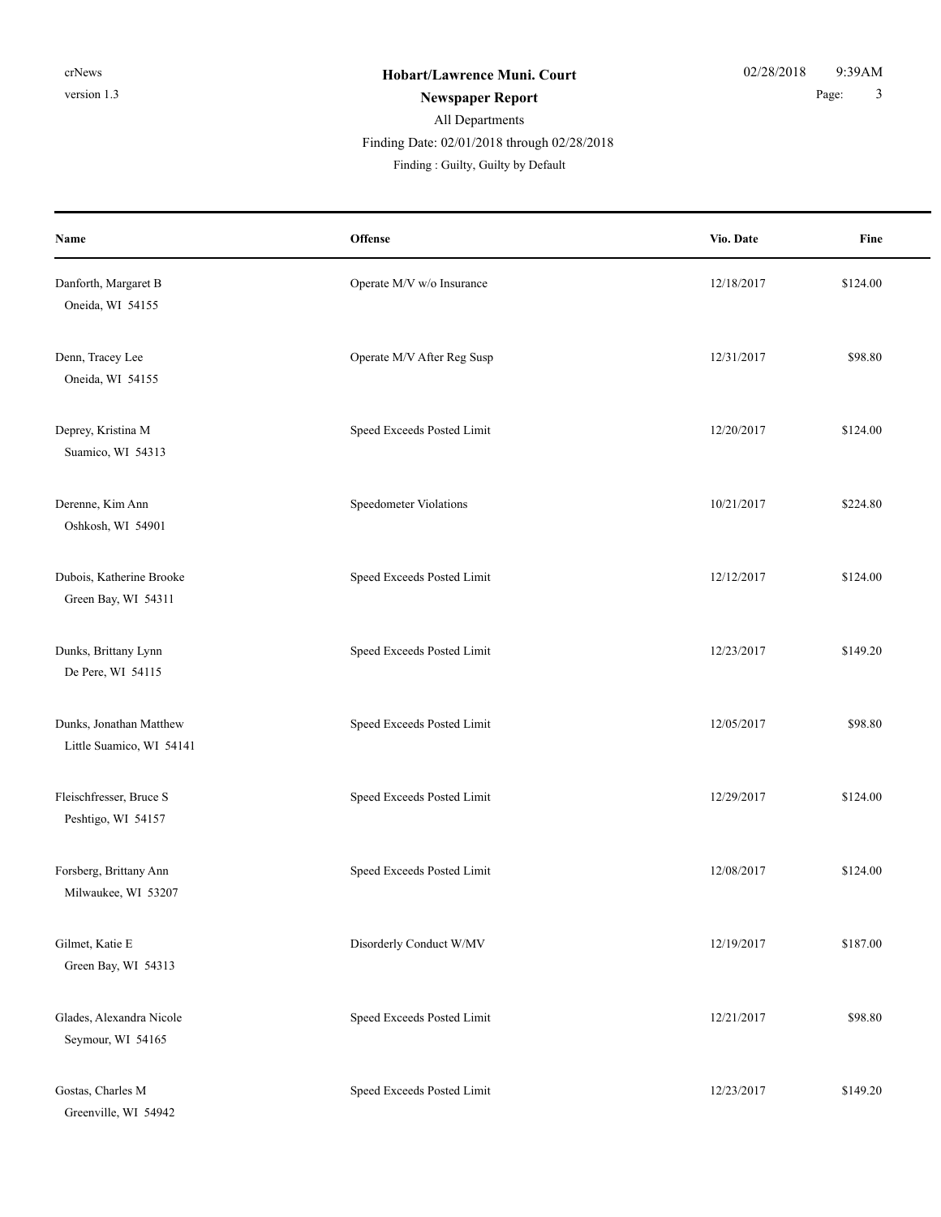**Hobart/Lawrence Muni. Court**

**Newspaper Report**

All Departments

Finding Date: 02/01/2018 through 02/28/2018

Finding : Guilty, Guilty by Default

| Name | Offense | Vio. Date | Fine |
|---|---|---|---|
| Danforth, Margaret B<br>Oneida, WI 54155 | Operate M/V w/o Insurance | 12/18/2017 | $124.00 |
| Denn, Tracey Lee<br>Oneida, WI 54155 | Operate M/V After Reg Susp | 12/31/2017 | $98.80 |
| Deprey, Kristina M<br>Suamico, WI 54313 | Speed Exceeds Posted Limit | 12/20/2017 | $124.00 |
| Derenne, Kim Ann<br>Oshkosh, WI 54901 | Speedometer Violations | 10/21/2017 | $224.80 |
| Dubois, Katherine Brooke<br>Green Bay, WI 54311 | Speed Exceeds Posted Limit | 12/12/2017 | $124.00 |
| Dunks, Brittany Lynn<br>De Pere, WI 54115 | Speed Exceeds Posted Limit | 12/23/2017 | $149.20 |
| Dunks, Jonathan Matthew<br>Little Suamico, WI 54141 | Speed Exceeds Posted Limit | 12/05/2017 | $98.80 |
| Fleischfresser, Bruce S<br>Peshtigo, WI 54157 | Speed Exceeds Posted Limit | 12/29/2017 | $124.00 |
| Forsberg, Brittany Ann<br>Milwaukee, WI 53207 | Speed Exceeds Posted Limit | 12/08/2017 | $124.00 |
| Gilmet, Katie E<br>Green Bay, WI 54313 | Disorderly Conduct W/MV | 12/19/2017 | $187.00 |
| Glades, Alexandra Nicole<br>Seymour, WI 54165 | Speed Exceeds Posted Limit | 12/21/2017 | $98.80 |
| Gostas, Charles M<br>Greenville, WI 54942 | Speed Exceeds Posted Limit | 12/23/2017 | $149.20 |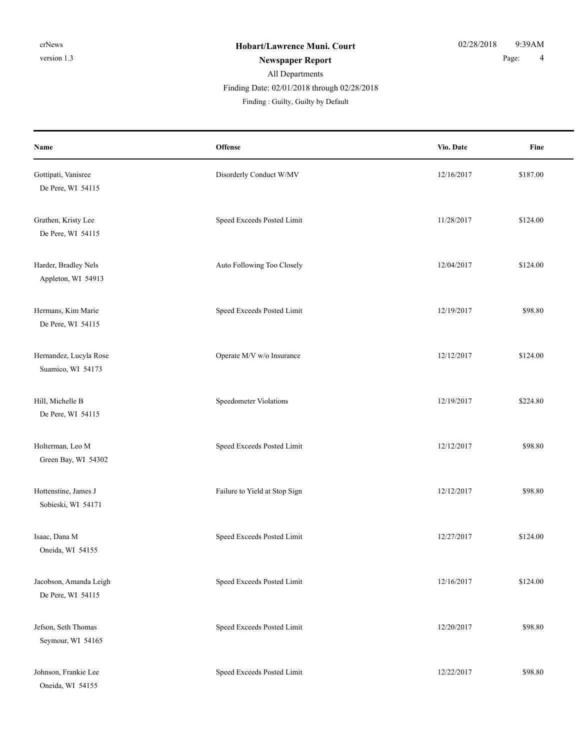# Hobart/Lawrence Muni. Court

## Newspaper Report

All Departments

Finding Date: 02/01/2018 through 02/28/2018

Finding : Guilty, Guilty by Default

| Name | Offense | Vio. Date | Fine |
|---|---|---|---|
| Gottipati, Vanisree<br>De Pere, WI 54115 | Disorderly Conduct W/MV | 12/16/2017 | $187.00 |
| Grathen, Kristy Lee<br>De Pere, WI 54115 | Speed Exceeds Posted Limit | 11/28/2017 | $124.00 |
| Harder, Bradley Nels<br>Appleton, WI 54913 | Auto Following Too Closely | 12/04/2017 | $124.00 |
| Hermans, Kim Marie<br>De Pere, WI 54115 | Speed Exceeds Posted Limit | 12/19/2017 | $98.80 |
| Hernandez, Lucyla Rose<br>Suamico, WI 54173 | Operate M/V w/o Insurance | 12/12/2017 | $124.00 |
| Hill, Michelle B<br>De Pere, WI 54115 | Speedometer Violations | 12/19/2017 | $224.80 |
| Holterman, Leo M<br>Green Bay, WI 54302 | Speed Exceeds Posted Limit | 12/12/2017 | $98.80 |
| Hottenstine, James J<br>Sobieski, WI 54171 | Failure to Yield at Stop Sign | 12/12/2017 | $98.80 |
| Isaac, Dana M<br>Oneida, WI 54155 | Speed Exceeds Posted Limit | 12/27/2017 | $124.00 |
| Jacobson, Amanda Leigh<br>De Pere, WI 54115 | Speed Exceeds Posted Limit | 12/16/2017 | $124.00 |
| Jefson, Seth Thomas<br>Seymour, WI 54165 | Speed Exceeds Posted Limit | 12/20/2017 | $98.80 |
| Johnson, Frankie Lee<br>Oneida, WI 54155 | Speed Exceeds Posted Limit | 12/22/2017 | $98.80 |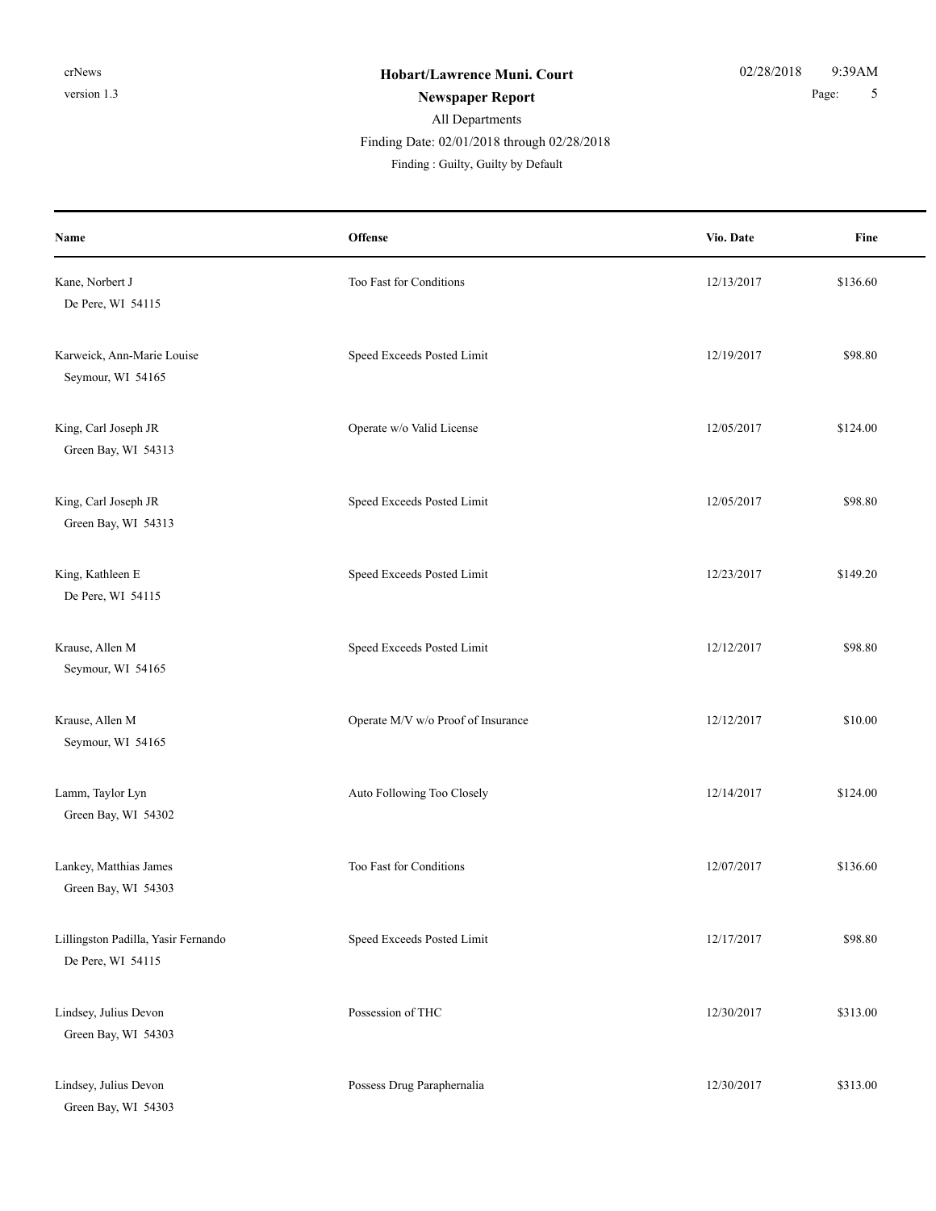**Hobart/Lawrence Muni. Court**

**Newspaper Report**

All Departments

Finding Date: 02/01/2018 through 02/28/2018

Finding : Guilty, Guilty by Default

| Name | Offense | Vio. Date | Fine |
|---|---|---|---|
| Kane, Norbert J<br>De Pere, WI 54115 | Too Fast for Conditions | 12/13/2017 | $136.60 |
| Karweick, Ann-Marie Louise<br>Seymour, WI 54165 | Speed Exceeds Posted Limit | 12/19/2017 | $98.80 |
| King, Carl Joseph JR<br>Green Bay, WI 54313 | Operate w/o Valid License | 12/05/2017 | $124.00 |
| King, Carl Joseph JR<br>Green Bay, WI 54313 | Speed Exceeds Posted Limit | 12/05/2017 | $98.80 |
| King, Kathleen E<br>De Pere, WI 54115 | Speed Exceeds Posted Limit | 12/23/2017 | $149.20 |
| Krause, Allen M<br>Seymour, WI 54165 | Speed Exceeds Posted Limit | 12/12/2017 | $98.80 |
| Krause, Allen M<br>Seymour, WI 54165 | Operate M/V w/o Proof of Insurance | 12/12/2017 | $10.00 |
| Lamm, Taylor Lyn<br>Green Bay, WI 54302 | Auto Following Too Closely | 12/14/2017 | $124.00 |
| Lankey, Matthias James<br>Green Bay, WI 54303 | Too Fast for Conditions | 12/07/2017 | $136.60 |
| Lillingston Padilla, Yasir Fernando<br>De Pere, WI 54115 | Speed Exceeds Posted Limit | 12/17/2017 | $98.80 |
| Lindsey, Julius Devon<br>Green Bay, WI 54303 | Possession of THC | 12/30/2017 | $313.00 |
| Lindsey, Julius Devon<br>Green Bay, WI 54303 | Possess Drug Paraphernalia | 12/30/2017 | $313.00 |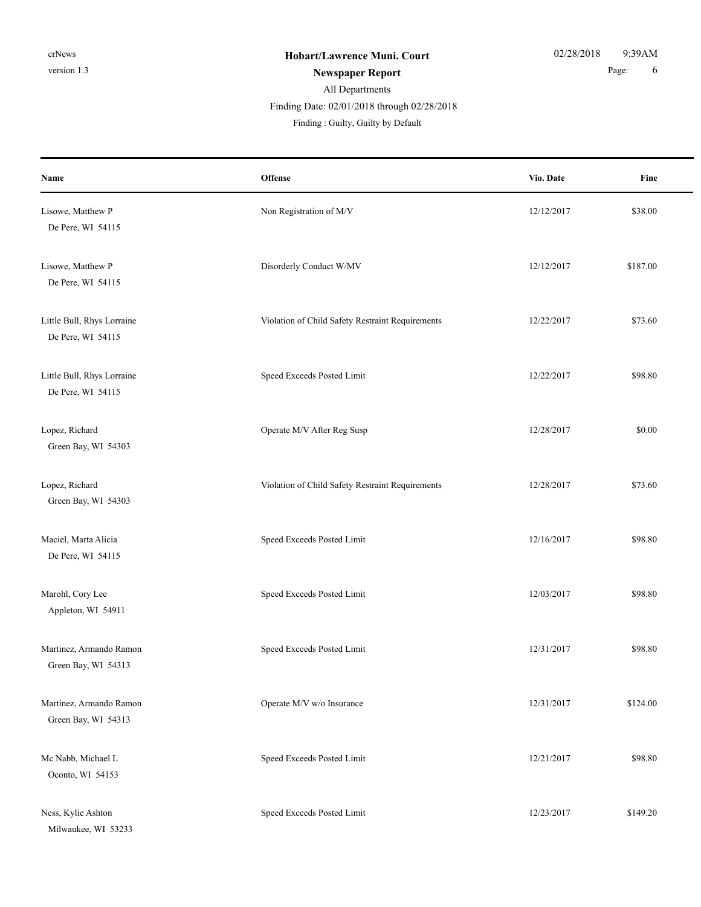# Hobart/Lawrence Muni. Court

## Newspaper Report

All Departments

Finding Date: 02/01/2018 through 02/28/2018

Finding : Guilty, Guilty by Default

| Name | Offense | Vio. Date | Fine |
|---|---|---|---|
| Lisowe, Matthew P<br>De Pere, WI 54115 | Non Registration of M/V | 12/12/2017 | $38.00 |
| Lisowe, Matthew P<br>De Pere, WI 54115 | Disorderly Conduct W/MV | 12/12/2017 | $187.00 |
| Little Bull, Rhys Lorraine<br>De Pere, WI 54115 | Violation of Child Safety Restraint Requirements | 12/22/2017 | $73.60 |
| Little Bull, Rhys Lorraine<br>De Pere, WI 54115 | Speed Exceeds Posted Limit | 12/22/2017 | $98.80 |
| Lopez, Richard<br>Green Bay, WI 54303 | Operate M/V After Reg Susp | 12/28/2017 | $0.00 |
| Lopez, Richard<br>Green Bay, WI 54303 | Violation of Child Safety Restraint Requirements | 12/28/2017 | $73.60 |
| Maciel, Marta Alicia<br>De Pere, WI 54115 | Speed Exceeds Posted Limit | 12/16/2017 | $98.80 |
| Marohl, Cory Lee<br>Appleton, WI 54911 | Speed Exceeds Posted Limit | 12/03/2017 | $98.80 |
| Martinez, Armando Ramon<br>Green Bay, WI 54313 | Speed Exceeds Posted Limit | 12/31/2017 | $98.80 |
| Martinez, Armando Ramon<br>Green Bay, WI 54313 | Operate M/V w/o Insurance | 12/31/2017 | $124.00 |
| Mc Nabb, Michael L<br>Oconto, WI 54153 | Speed Exceeds Posted Limit | 12/21/2017 | $98.80 |
| Ness, Kylie Ashton<br>Milwaukee, WI 53233 | Speed Exceeds Posted Limit | 12/23/2017 | $149.20 |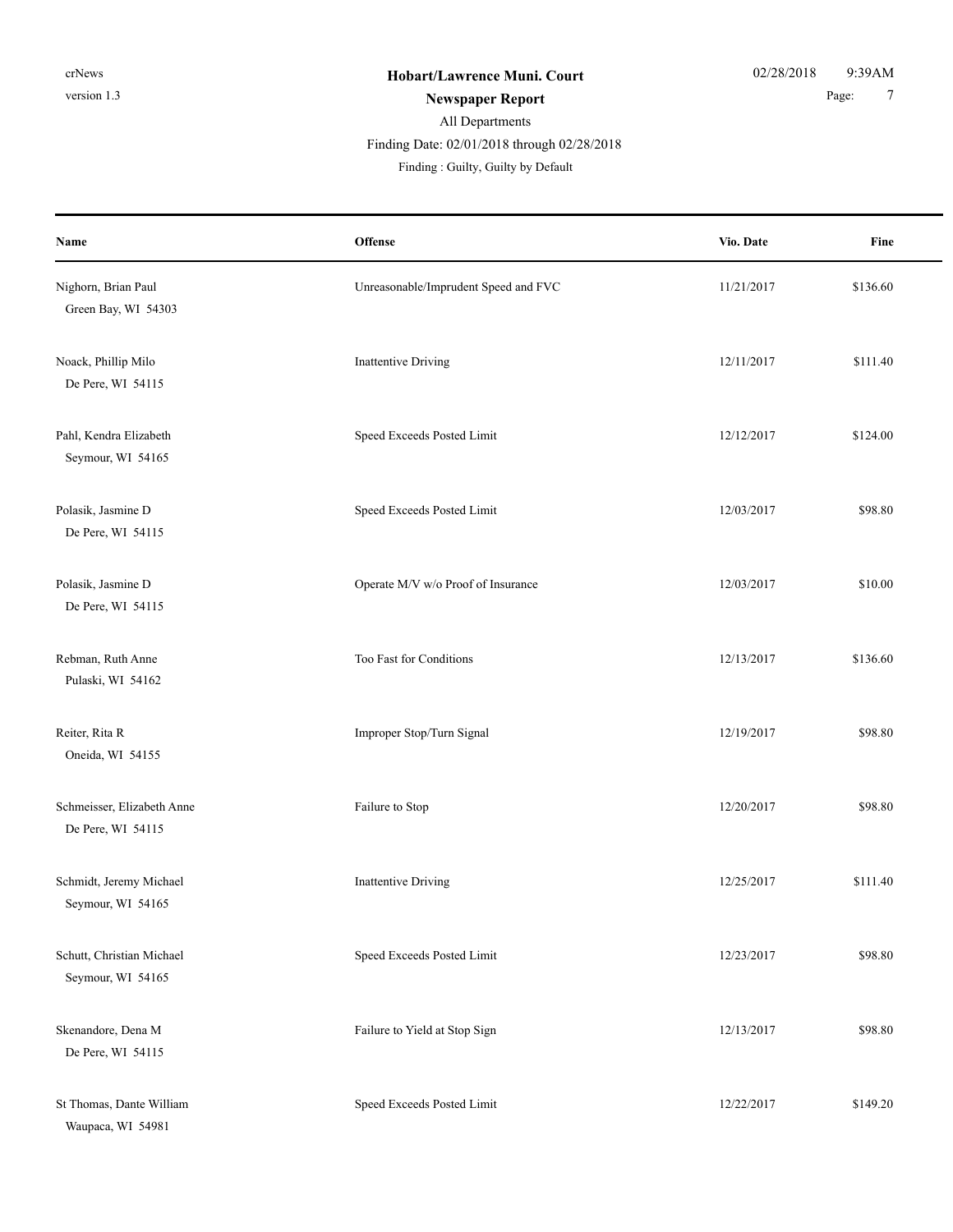**Hobart/Lawrence Muni. Court**

**Newspaper Report**

All Departments

Finding Date: 02/01/2018 through 02/28/2018

Finding : Guilty, Guilty by Default

| Name | Offense | Vio. Date | Fine |
|---|---|---|---|
| Nighorn, Brian Paul<br>Green Bay, WI 54303 | Unreasonable/Imprudent Speed and FVC | 11/21/2017 | $136.60 |
| Noack, Phillip Milo<br>De Pere, WI 54115 | Inattentive Driving | 12/11/2017 | $111.40 |
| Pahl, Kendra Elizabeth<br>Seymour, WI 54165 | Speed Exceeds Posted Limit | 12/12/2017 | $124.00 |
| Polasik, Jasmine D<br>De Pere, WI 54115 | Speed Exceeds Posted Limit | 12/03/2017 | $98.80 |
| Polasik, Jasmine D<br>De Pere, WI 54115 | Operate M/V w/o Proof of Insurance | 12/03/2017 | $10.00 |
| Rebman, Ruth Anne<br>Pulaski, WI 54162 | Too Fast for Conditions | 12/13/2017 | $136.60 |
| Reiter, Rita R<br>Oneida, WI 54155 | Improper Stop/Turn Signal | 12/19/2017 | $98.80 |
| Schmeisser, Elizabeth Anne<br>De Pere, WI 54115 | Failure to Stop | 12/20/2017 | $98.80 |
| Schmidt, Jeremy Michael<br>Seymour, WI 54165 | Inattentive Driving | 12/25/2017 | $111.40 |
| Schutt, Christian Michael<br>Seymour, WI 54165 | Speed Exceeds Posted Limit | 12/23/2017 | $98.80 |
| Skenandore, Dena M<br>De Pere, WI 54115 | Failure to Yield at Stop Sign | 12/13/2017 | $98.80 |
| St Thomas, Dante William<br>Waupaca, WI 54981 | Speed Exceeds Posted Limit | 12/22/2017 | $149.20 |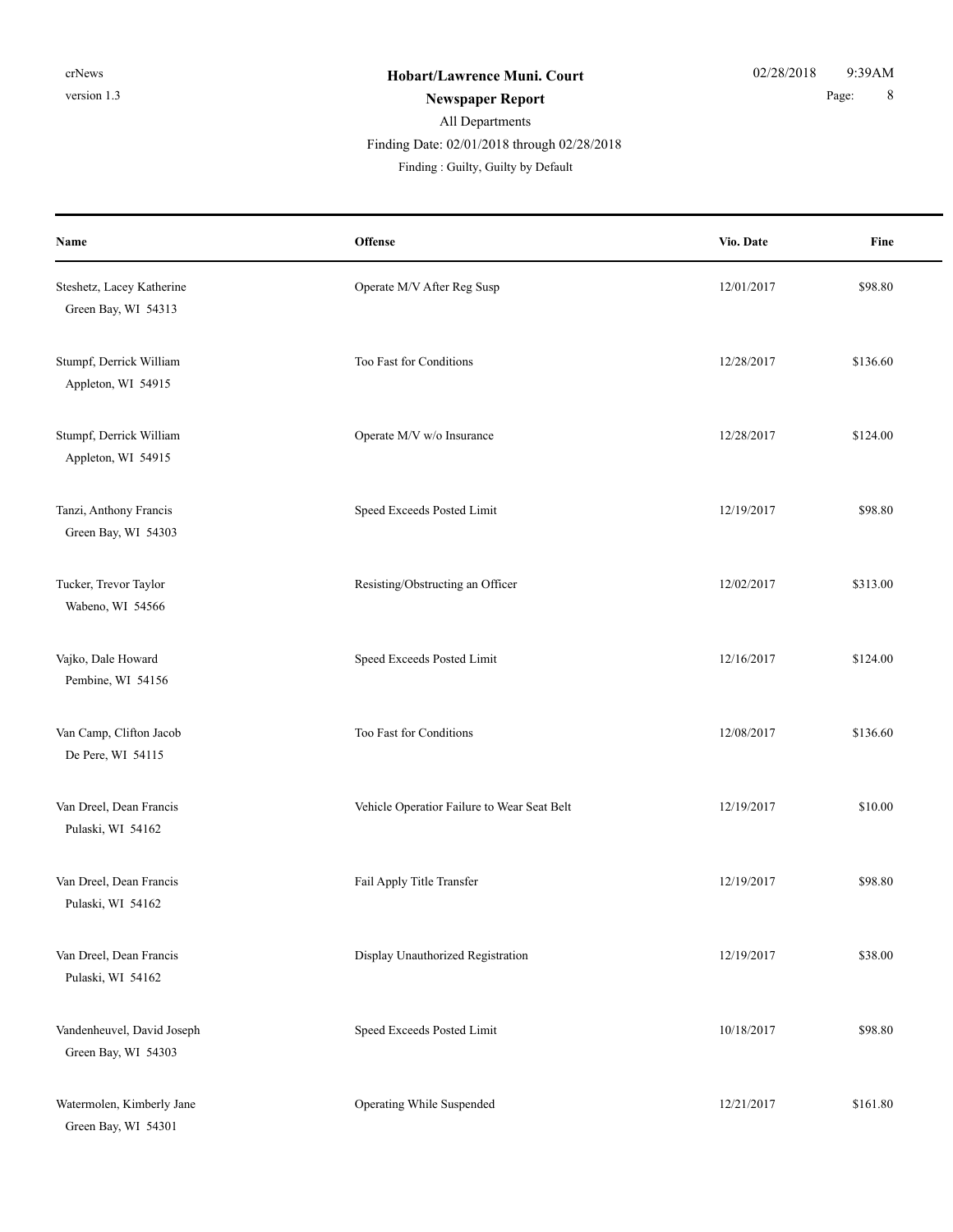**Hobart/Lawrence Muni. Court**

**Newspaper Report**

All Departments

Finding Date: 02/01/2018 through 02/28/2018

Finding : Guilty, Guilty by Default

| Name | Offense | Vio. Date | Fine |
|---|---|---|---|
| Steshetz, Lacey Katherine<br>Green Bay, WI 54313 | Operate M/V After Reg Susp | 12/01/2017 | $98.80 |
| Stumpf, Derrick William<br>Appleton, WI 54915 | Too Fast for Conditions | 12/28/2017 | $136.60 |
| Stumpf, Derrick William<br>Appleton, WI 54915 | Operate M/V w/o Insurance | 12/28/2017 | $124.00 |
| Tanzi, Anthony Francis<br>Green Bay, WI 54303 | Speed Exceeds Posted Limit | 12/19/2017 | $98.80 |
| Tucker, Trevor Taylor<br>Wabeno, WI 54566 | Resisting/Obstructing an Officer | 12/02/2017 | $313.00 |
| Vajko, Dale Howard<br>Pembine, WI 54156 | Speed Exceeds Posted Limit | 12/16/2017 | $124.00 |
| Van Camp, Clifton Jacob<br>De Pere, WI 54115 | Too Fast for Conditions | 12/08/2017 | $136.60 |
| Van Dreel, Dean Francis<br>Pulaski, WI 54162 | Vehicle Operatior Failure to Wear Seat Belt | 12/19/2017 | $10.00 |
| Van Dreel, Dean Francis<br>Pulaski, WI 54162 | Fail Apply Title Transfer | 12/19/2017 | $98.80 |
| Van Dreel, Dean Francis<br>Pulaski, WI 54162 | Display Unauthorized Registration | 12/19/2017 | $38.00 |
| Vandenheuvel, David Joseph<br>Green Bay, WI 54303 | Speed Exceeds Posted Limit | 10/18/2017 | $98.80 |
| Watermolen, Kimberly Jane<br>Green Bay, WI 54301 | Operating While Suspended | 12/21/2017 | $161.80 |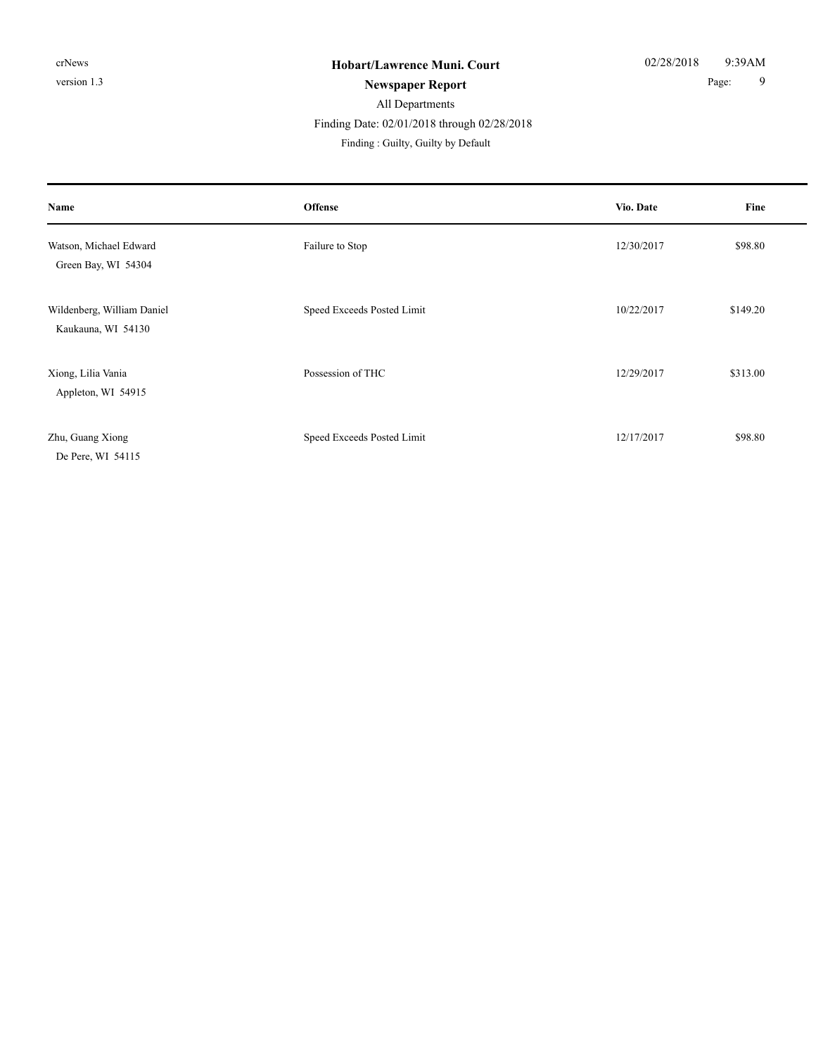| Name | Offense | Vio. Date | Fine |
|---|---|---|---|
| Watson, Michael Edward<br>Green Bay, WI 54304 | Failure to Stop | 12/30/2017 | $98.80 |
| Wildenberg, William Daniel<br>Kaukauna, WI 54130 | Speed Exceeds Posted Limit | 10/22/2017 | $149.20 |
| Xiong, Lilia Vania<br>Appleton, WI 54915 | Possession of THC | 12/29/2017 | $313.00 |
| Zhu, Guang Xiong<br>De Pere, WI 54115 | Speed Exceeds Posted Limit | 12/17/2017 | $98.80 |